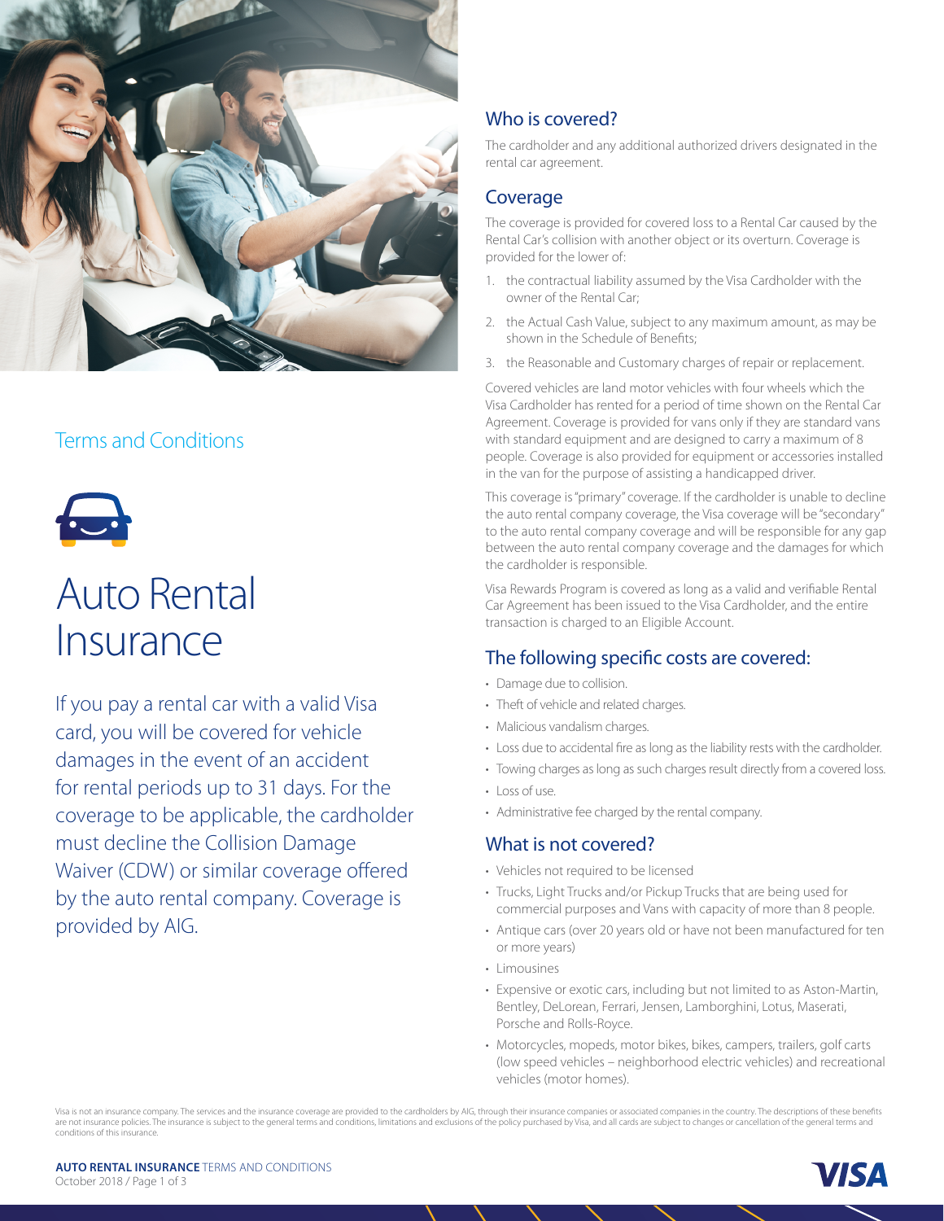Terms and Conditions

# Auto Rental Insurance

If you pay a rental car with a valid Visa card, you will be covered for vehicle damages in the event of an accident for rental periods up to 31 days. For the coverage to be applicable, the cardholder must decline the Collision Damage Waiver (CDW) or similar coverage offered by the auto rental company. Coverage is provided by AIG.

## Who is covered?

The cardholder and any additional authorized drivers designated in the rental car agreement.

## Coverage

The coverage is provided for covered loss to a Rental Car caused by the Rental Car's collision with another object or its overturn. Coverage is provided for the lower of:

1. the contractual liability assumed by the Visa Cardholder with the owner of the Rental Car;
2. the Actual Cash Value, subject to any maximum amount, as may be shown in the Schedule of Benefits;
3. the Reasonable and Customary charges of repair or replacement.

Covered vehicles are land motor vehicles with four wheels which the Visa Cardholder has rented for a period of time shown on the Rental Car Agreement. Coverage is provided for vans only if they are standard vans with standard equipment and are designed to carry a maximum of 8 people. Coverage is also provided for equipment or accessories installed in the van for the purpose of assisting a handicapped driver.

This coverage is "primary" coverage. If the cardholder is unable to decline the auto rental company coverage, the Visa coverage will be "secondary" to the auto rental company coverage and will be responsible for any gap between the auto rental company coverage and the damages for which the cardholder is responsible.

Visa Rewards Program is covered as long as a valid and verifiable Rental Car Agreement has been issued to the Visa Cardholder, and the entire transaction is charged to an Eligible Account.

## The following specific costs are covered:

- Damage due to collision.
- Theft of vehicle and related charges.
- Malicious vandalism charges.
- Loss due to accidental fire as long as the liability rests with the cardholder.
- Towing charges as long as such charges result directly from a covered loss.
- Loss of use.
- Administrative fee charged by the rental company.

## What is not covered?

- Vehicles not required to be licensed
- Trucks, Light Trucks and/or Pickup Trucks that are being used for commercial purposes and Vans with capacity of more than 8 people.
- Antique cars (over 20 years old or have not been manufactured for ten or more years)
- Limousines
- Expensive or exotic cars, including but not limited to as Aston-Martin, Bentley, DeLorean, Ferrari, Jensen, Lamborghini, Lotus, Maserati, Porsche and Rolls-Royce.
- Motorcycles, mopeds, motor bikes, bikes, campers, trailers, golf carts (low speed vehicles – neighborhood electric vehicles) and recreational vehicles (motor homes).

Visa is not an insurance company. The services and the insurance coverage are provided to the cardholders by AIG, through their insurance companies or associated companies in the country. The descriptions of these benefits are not insurance policies. The insurance is subject to the general terms and conditions, limitations and exclusions of the policy purchased by Visa, and all cards are subject to changes or cancellation of the general terms and conditions of this insurance.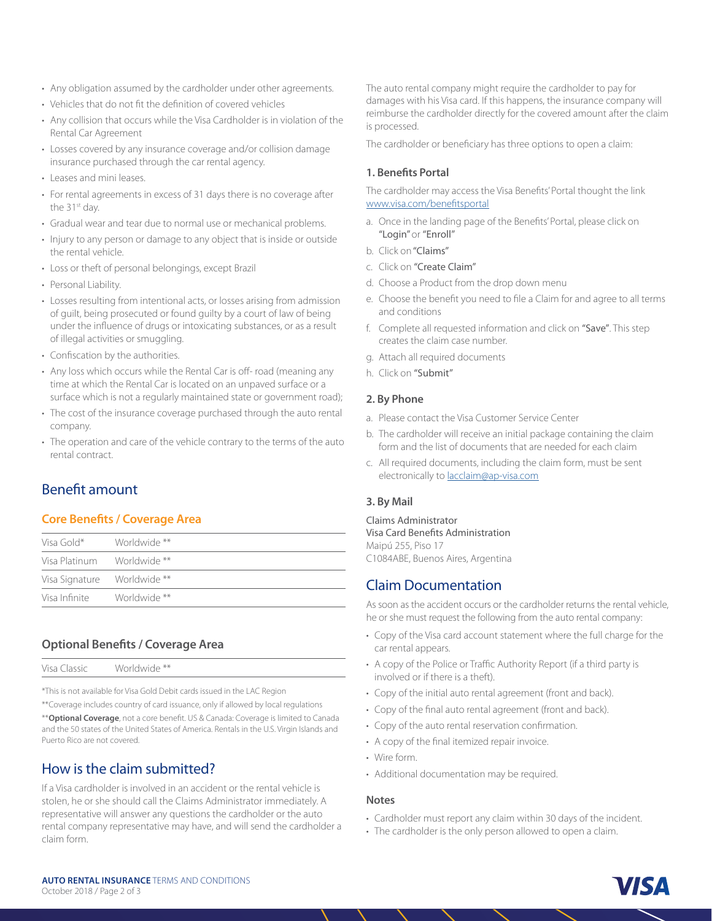- Any obligation assumed by the cardholder under other agreements.
- Vehicles that do not fit the definition of covered vehicles
- Any collision that occurs while the Visa Cardholder is in violation of the Rental Car Agreement
- Losses covered by any insurance coverage and/or collision damage insurance purchased through the car rental agency.
- Leases and mini leases.
- For rental agreements in excess of 31 days there is no coverage after the 31st day.
- Gradual wear and tear due to normal use or mechanical problems.
- Injury to any person or damage to any object that is inside or outside the rental vehicle.
- Loss or theft of personal belongings, except Brazil
- Personal Liability.
- Losses resulting from intentional acts, or losses arising from admission of guilt, being prosecuted or found guilty by a court of law of being under the influence of drugs or intoxicating substances, or as a result of illegal activities or smuggling.
- Confiscation by the authorities.
- Any loss which occurs while the Rental Car is off- road (meaning any time at which the Rental Car is located on an unpaved surface or a surface which is not a regularly maintained state or government road);
- The cost of the insurance coverage purchased through the auto rental company.
- The operation and care of the vehicle contrary to the terms of the auto rental contract.

## Benefit amount

### Core Benefits / Coverage Area

| | |
|---|---|
| Visa Gold* | Worldwide ** |
| Visa Platinum | Worldwide ** |
| Visa Signature | Worldwide ** |
| Visa Infinite | Worldwide ** |

### Optional Benefits / Coverage Area

| | |
|---|---|
| Visa Classic | Worldwide ** |

*This is not available for Visa Gold Debit cards issued in the LAC Region

**Coverage includes country of card issuance, only if allowed by local regulations

****Optional Coverage**, not a core benefit. US & Canada: Coverage is limited to Canada and the 50 states of the United States of America. Rentals in the U.S. Virgin Islands and Puerto Rico are not covered.

## How is the claim submitted?

If a Visa cardholder is involved in an accident or the rental vehicle is stolen, he or she should call the Claims Administrator immediately. A representative will answer any questions the cardholder or the auto rental company representative may have, and will send the cardholder a claim form.

The auto rental company might require the cardholder to pay for damages with his Visa card. If this happens, the insurance company will reimburse the cardholder directly for the covered amount after the claim is processed.

The cardholder or beneficiary has three options to open a claim:

### 1. Benefits Portal

The cardholder may access the Visa Benefits' Portal thought the link www.visa.com/benefitsportal

a. Once in the landing page of the Benefits' Portal, please click on "Login" or "Enroll"
b. Click on "Claims"
c. Click on "Create Claim"
d. Choose a Product from the drop down menu
e. Choose the benefit you need to file a Claim for and agree to all terms and conditions
f. Complete all requested information and click on "Save". This step creates the claim case number.
g. Attach all required documents
h. Click on "Submit"

### 2. By Phone

a. Please contact the Visa Customer Service Center
b. The cardholder will receive an initial package containing the claim form and the list of documents that are needed for each claim
c. All required documents, including the claim form, must be sent electronically to lacclaim@ap-visa.com

### 3. By Mail

Claims Administrator
Visa Card Benefits Administration
Maipú 255, Piso 17
C1084ABE, Buenos Aires, Argentina

## Claim Documentation

As soon as the accident occurs or the cardholder returns the rental vehicle, he or she must request the following from the auto rental company:

- Copy of the Visa card account statement where the full charge for the car rental appears.
- A copy of the Police or Traffic Authority Report (if a third party is involved or if there is a theft).
- Copy of the initial auto rental agreement (front and back).
- Copy of the final auto rental agreement (front and back).
- Copy of the auto rental reservation confirmation.
- A copy of the final itemized repair invoice.
- Wire form.
- Additional documentation may be required.

### Notes

- Cardholder must report any claim within 30 days of the incident.
- The cardholder is the only person allowed to open a claim.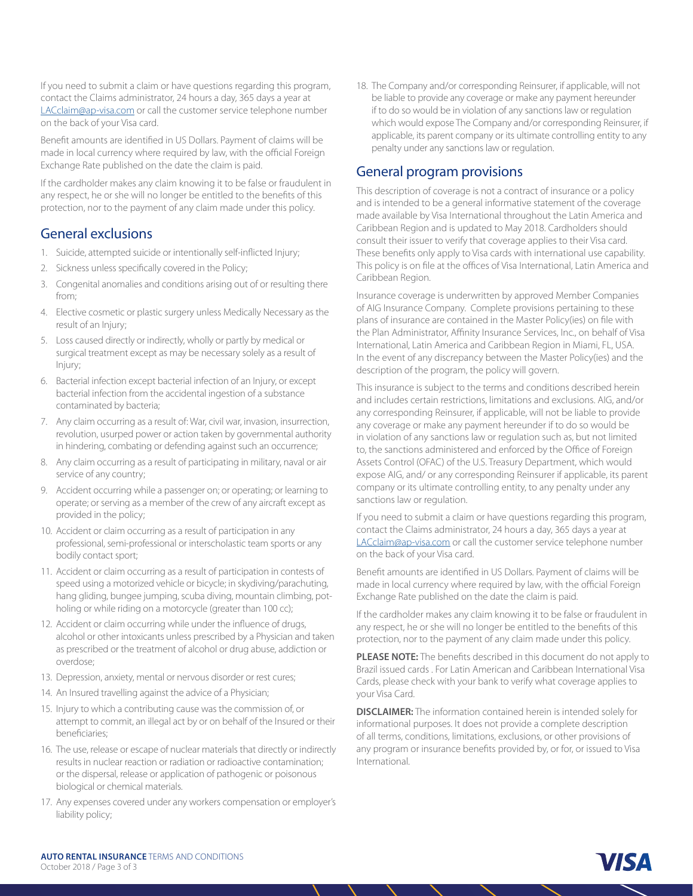If you need to submit a claim or have questions regarding this program, contact the Claims administrator, 24 hours a day, 365 days a year at LACclaim@ap-visa.com or call the customer service telephone number on the back of your Visa card.

Benefit amounts are identified in US Dollars. Payment of claims will be made in local currency where required by law, with the official Foreign Exchange Rate published on the date the claim is paid.

If the cardholder makes any claim knowing it to be false or fraudulent in any respect, he or she will no longer be entitled to the benefits of this protection, nor to the payment of any claim made under this policy.

## General exclusions

1. Suicide, attempted suicide or intentionally self-inflicted Injury;
2. Sickness unless specifically covered in the Policy;
3. Congenital anomalies and conditions arising out of or resulting there from;
4. Elective cosmetic or plastic surgery unless Medically Necessary as the result of an Injury;
5. Loss caused directly or indirectly, wholly or partly by medical or surgical treatment except as may be necessary solely as a result of Injury;
6. Bacterial infection except bacterial infection of an Injury, or except bacterial infection from the accidental ingestion of a substance contaminated by bacteria;
7. Any claim occurring as a result of: War, civil war, invasion, insurrection, revolution, usurped power or action taken by governmental authority in hindering, combating or defending against such an occurrence;
8. Any claim occurring as a result of participating in military, naval or air service of any country;
9. Accident occurring while a passenger on; or operating; or learning to operate; or serving as a member of the crew of any aircraft except as provided in the policy;
10. Accident or claim occurring as a result of participation in any professional, semi-professional or interscholastic team sports or any bodily contact sport;
11. Accident or claim occurring as a result of participation in contests of speed using a motorized vehicle or bicycle; in skydiving/parachuting, hang gliding, bungee jumping, scuba diving, mountain climbing, pot-holing or while riding on a motorcycle (greater than 100 cc);
12. Accident or claim occurring while under the influence of drugs, alcohol or other intoxicants unless prescribed by a Physician and taken as prescribed or the treatment of alcohol or drug abuse, addiction or overdose;
13. Depression, anxiety, mental or nervous disorder or rest cures;
14. An Insured travelling against the advice of a Physician;
15. Injury to which a contributing cause was the commission of, or attempt to commit, an illegal act by or on behalf of the Insured or their beneficiaries;
16. The use, release or escape of nuclear materials that directly or indirectly results in nuclear reaction or radiation or radioactive contamination; or the dispersal, release or application of pathogenic or poisonous biological or chemical materials.
17. Any expenses covered under any workers compensation or employer's liability policy;
18. The Company and/or corresponding Reinsurer, if applicable, will not be liable to provide any coverage or make any payment hereunder if to do so would be in violation of any sanctions law or regulation which would expose The Company and/or corresponding Reinsurer, if applicable, its parent company or its ultimate controlling entity to any penalty under any sanctions law or regulation.

## General program provisions

This description of coverage is not a contract of insurance or a policy and is intended to be a general informative statement of the coverage made available by Visa International throughout the Latin America and Caribbean Region and is updated to May 2018. Cardholders should consult their issuer to verify that coverage applies to their Visa card. These benefits only apply to Visa cards with international use capability. This policy is on file at the offices of Visa International, Latin America and Caribbean Region.

Insurance coverage is underwritten by approved Member Companies of AIG Insurance Company. Complete provisions pertaining to these plans of insurance are contained in the Master Policy(ies) on file with the Plan Administrator, Affinity Insurance Services, Inc., on behalf of Visa International, Latin America and Caribbean Region in Miami, FL, USA. In the event of any discrepancy between the Master Policy(ies) and the description of the program, the policy will govern.

This insurance is subject to the terms and conditions described herein and includes certain restrictions, limitations and exclusions. AIG, and/or any corresponding Reinsurer, if applicable, will not be liable to provide any coverage or make any payment hereunder if to do so would be in violation of any sanctions law or regulation such as, but not limited to, the sanctions administered and enforced by the Office of Foreign Assets Control (OFAC) of the U.S. Treasury Department, which would expose AIG, and/ or any corresponding Reinsurer if applicable, its parent company or its ultimate controlling entity, to any penalty under any sanctions law or regulation.

If you need to submit a claim or have questions regarding this program, contact the Claims administrator, 24 hours a day, 365 days a year at LACclaim@ap-visa.com or call the customer service telephone number on the back of your Visa card.

Benefit amounts are identified in US Dollars. Payment of claims will be made in local currency where required by law, with the official Foreign Exchange Rate published on the date the claim is paid.

If the cardholder makes any claim knowing it to be false or fraudulent in any respect, he or she will no longer be entitled to the benefits of this protection, nor to the payment of any claim made under this policy.

**PLEASE NOTE:** The benefits described in this document do not apply to Brazil issued cards . For Latin American and Caribbean International Visa Cards, please check with your bank to verify what coverage applies to your Visa Card.

**DISCLAIMER:** The information contained herein is intended solely for informational purposes. It does not provide a complete description of all terms, conditions, limitations, exclusions, or other provisions of any program or insurance benefits provided by, or for, or issued to Visa International.